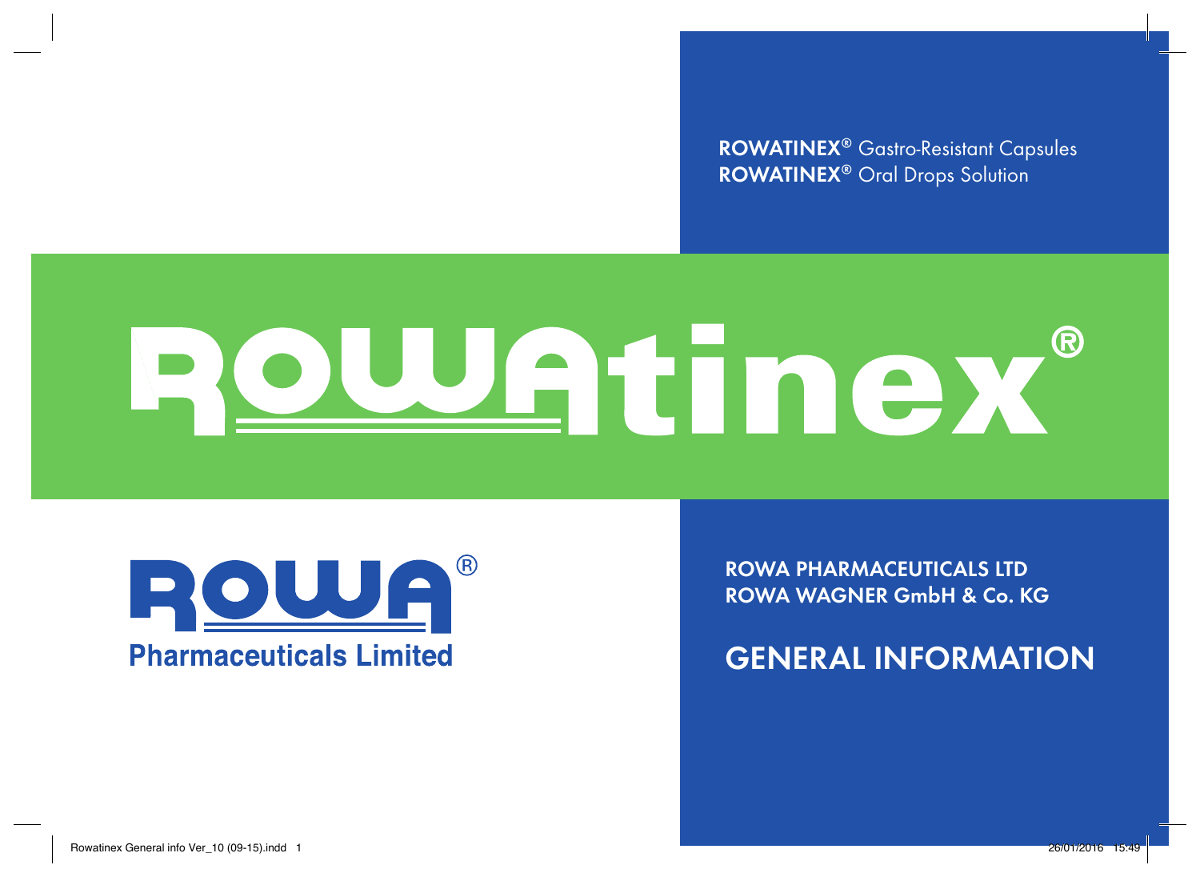**ROWATINEX®** Gastro-Resistant Capsules
**ROWATINEX®** Oral Drops Solution

# ROWAtinex®

ROWA®
**Pharmaceuticals Limited**

ROWA PHARMACEUTICALS LTD
ROWA WAGNER GmbH & Co. KG

## GENERAL INFORMATION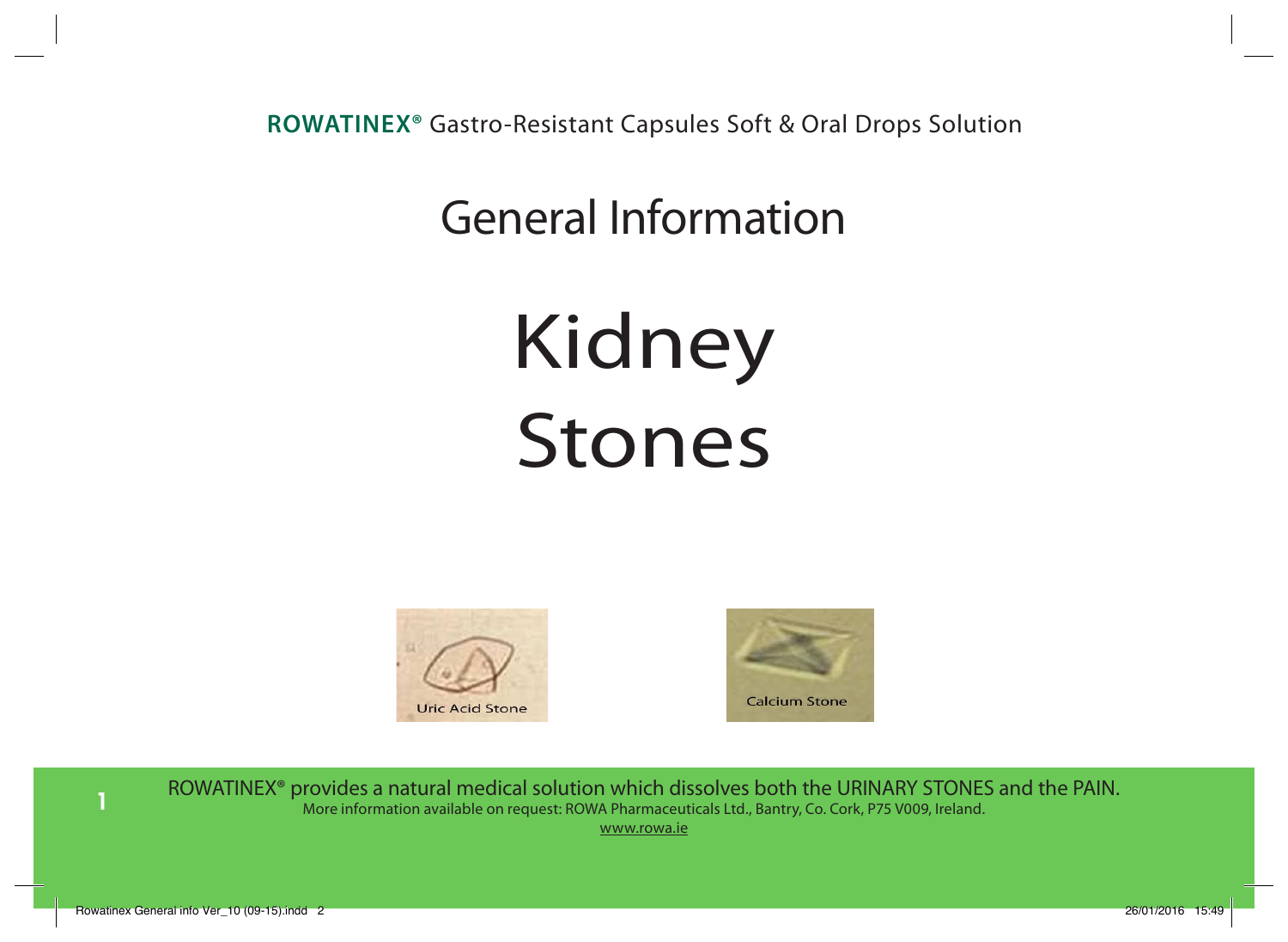**ROWATINEX®** Gastro-Resistant Capsules Soft & Oral Drops Solution

## General Information

# Kidney Stones

Uric Acid Stone

Calcium Stone

ROWATINEX® provides a natural medical solution which dissolves both the URINARY STONES and the PAIN.

More information available on request: ROWA Pharmaceuticals Ltd., Bantry, Co. Cork, P75 V009, Ireland.

www.rowa.ie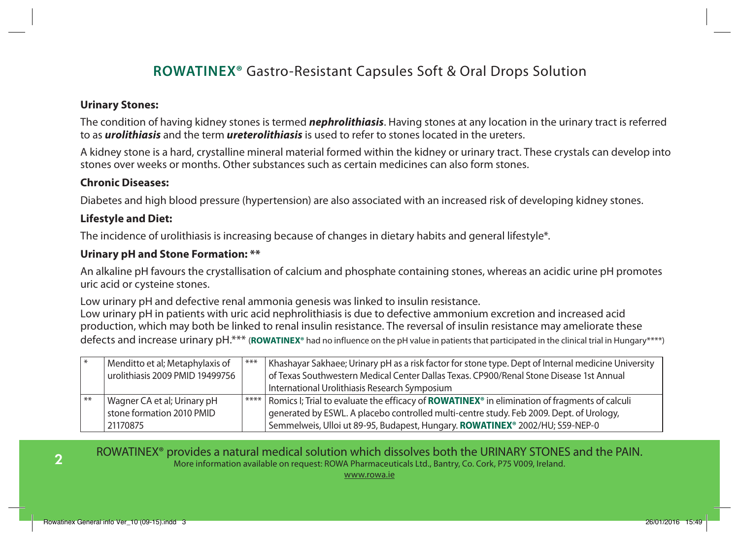## **ROWATINEX®** Gastro-Resistant Capsules Soft & Oral Drops Solution

**Urinary Stones:**

The condition of having kidney stones is termed ***nephrolithiasis***. Having stones at any location in the urinary tract is referred to as ***urolithiasis*** and the term ***ureterolithiasis*** is used to refer to stones located in the ureters.

A kidney stone is a hard, crystalline mineral material formed within the kidney or urinary tract. These crystals can develop into stones over weeks or months. Other substances such as certain medicines can also form stones.

**Chronic Diseases:**

Diabetes and high blood pressure (hypertension) are also associated with an increased risk of developing kidney stones.

**Lifestyle and Diet:**

The incidence of urolithiasis is increasing because of changes in dietary habits and general lifestyle*.

**Urinary pH and Stone Formation: ****

An alkaline pH favours the crystallisation of calcium and phosphate containing stones, whereas an acidic urine pH promotes uric acid or cysteine stones.

Low urinary pH and defective renal ammonia genesis was linked to insulin resistance.
Low urinary pH in patients with uric acid nephrolithiasis is due to defective ammonium excretion and increased acid production, which may both be linked to renal insulin resistance. The reversal of insulin resistance may ameliorate these defects and increase urinary pH.*** (**ROWATINEX®** had no influence on the pH value in patients that participated in the clinical trial in Hungary****)

| * | Menditto et al; Metaphylaxis of urolithiasis 2009 PMID 19499756 | *** | Khashayar Sakhaee; Urinary pH as a risk factor for stone type. Dept of Internal medicine University of Texas Southwestern Medical Center Dallas Texas. CP900/Renal Stone Disease 1st Annual International Urolithiasis Research Symposium |
|---|---|---|---|
| ** | Wagner CA et al; Urinary pH stone formation 2010 PMID 21170875 | **** | Romics I; Trial to evaluate the efficacy of **ROWATINEX®** in elimination of fragments of calculi generated by ESWL. A placebo controlled multi-centre study. Feb 2009. Dept. of Urology, Semmelweis, Ulloi ut 89-95, Budapest, Hungary. **ROWATINEX®** 2002/HU; S59-NEP-0 |

ROWATINEX® provides a natural medical solution which dissolves both the URINARY STONES and the PAIN.
More information available on request: ROWA Pharmaceuticals Ltd., Bantry, Co. Cork, P75 V009, Ireland.
www.rowa.ie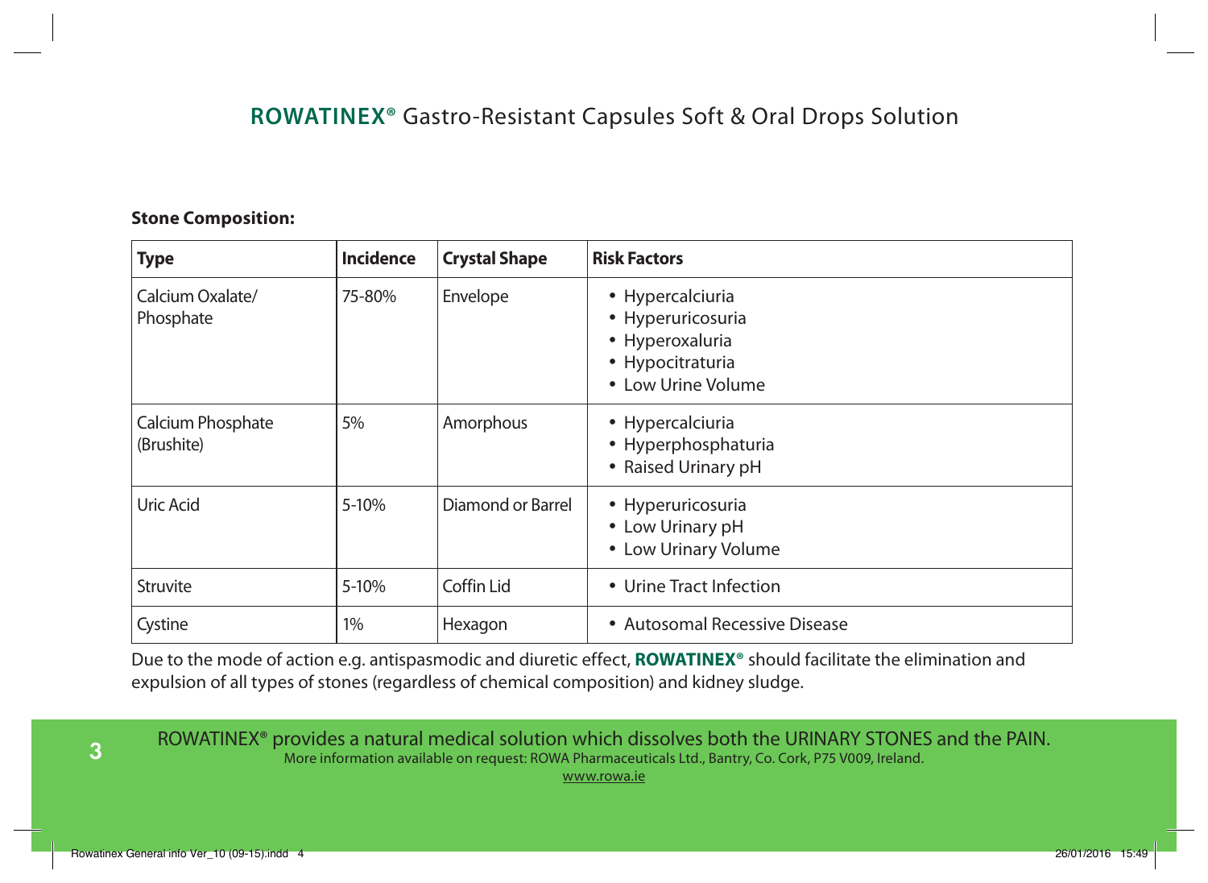## **ROWATINEX®** Gastro-Resistant Capsules Soft & Oral Drops Solution

**Stone Composition:**

| **Type** | **Incidence** | **Crystal Shape** | **Risk Factors** |
|---|---|---|---|
| Calcium Oxalate/ Phosphate | 75-80% | Envelope | • Hypercalciuria<br>• Hyperuricosuria<br>• Hyperoxaluria<br>• Hypocitraturia<br>• Low Urine Volume |
| Calcium Phosphate (Brushite) | 5% | Amorphous | • Hypercalciuria<br>• Hyperphosphaturia<br>• Raised Urinary pH |
| Uric Acid | 5-10% | Diamond or Barrel | • Hyperuricosuria<br>• Low Urinary pH<br>• Low Urinary Volume |
| Struvite | 5-10% | Coffin Lid | • Urine Tract Infection |
| Cystine | 1% | Hexagon | • Autosomal Recessive Disease |

Due to the mode of action e.g. antispasmodic and diuretic effect, **ROWATINEX®** should facilitate the elimination and expulsion of all types of stones (regardless of chemical composition) and kidney sludge.

ROWATINEX® provides a natural medical solution which dissolves both the URINARY STONES and the PAIN.
More information available on request: ROWA Pharmaceuticals Ltd., Bantry, Co. Cork, P75 V009, Ireland.
www.rowa.ie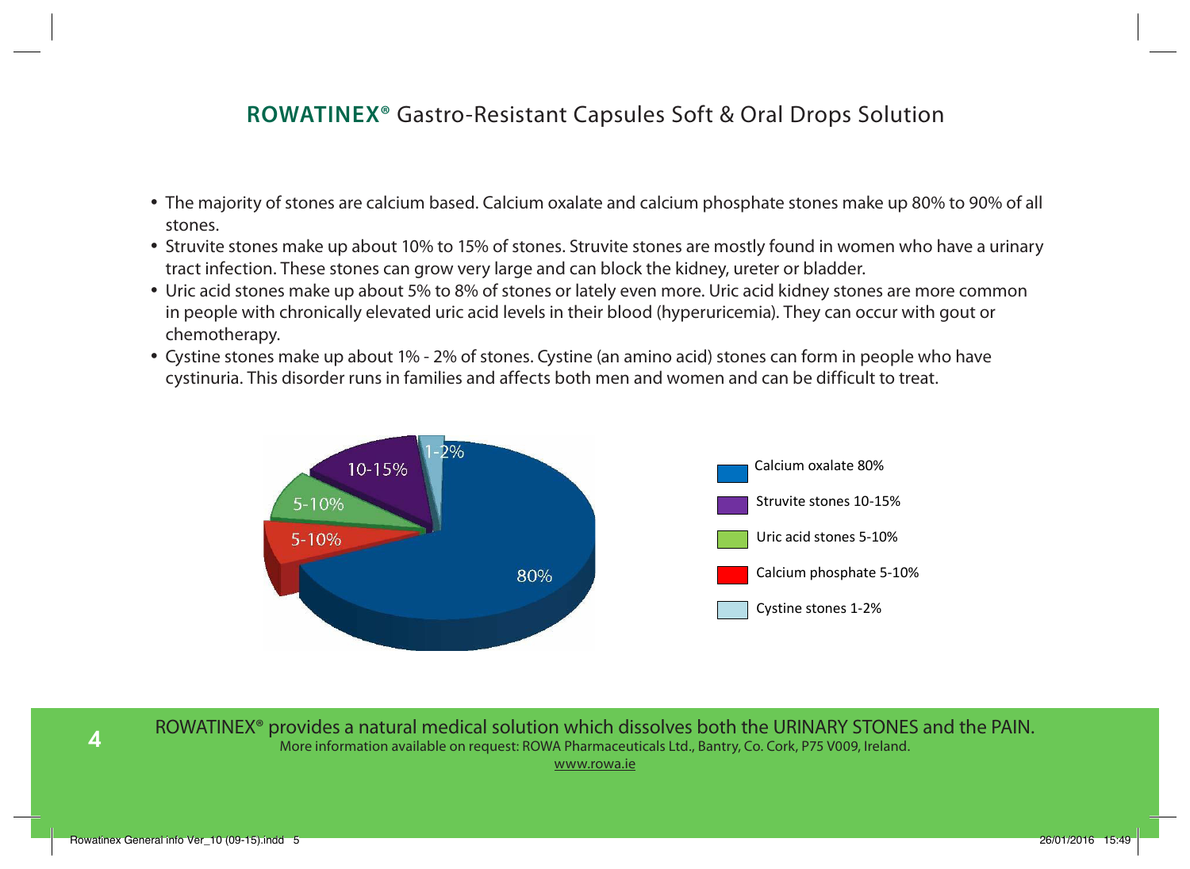## **ROWATINEX®** Gastro-Resistant Capsules Soft & Oral Drops Solution

- The majority of stones are calcium based. Calcium oxalate and calcium phosphate stones make up 80% to 90% of all stones.
- Struvite stones make up about 10% to 15% of stones. Struvite stones are mostly found in women who have a urinary tract infection. These stones can grow very large and can block the kidney, ureter or bladder.
- Uric acid stones make up about 5% to 8% of stones or lately even more. Uric acid kidney stones are more common in people with chronically elevated uric acid levels in their blood (hyperuricemia). They can occur with gout or chemotherapy.
- Cystine stones make up about 1% - 2% of stones. Cystine (an amino acid) stones can form in people who have cystinuria. This disorder runs in families and affects both men and women and can be difficult to treat.

80%

10-15%

1-2%

5-10%

5-10%

Calcium oxalate 80%

Struvite stones 10-15%

Uric acid stones 5-10%

Calcium phosphate 5-10%

Cystine stones 1-2%

ROWATINEX® provides a natural medical solution which dissolves both the URINARY STONES and the PAIN.

More information available on request: ROWA Pharmaceuticals Ltd., Bantry, Co. Cork, P75 V009, Ireland.

www.rowa.ie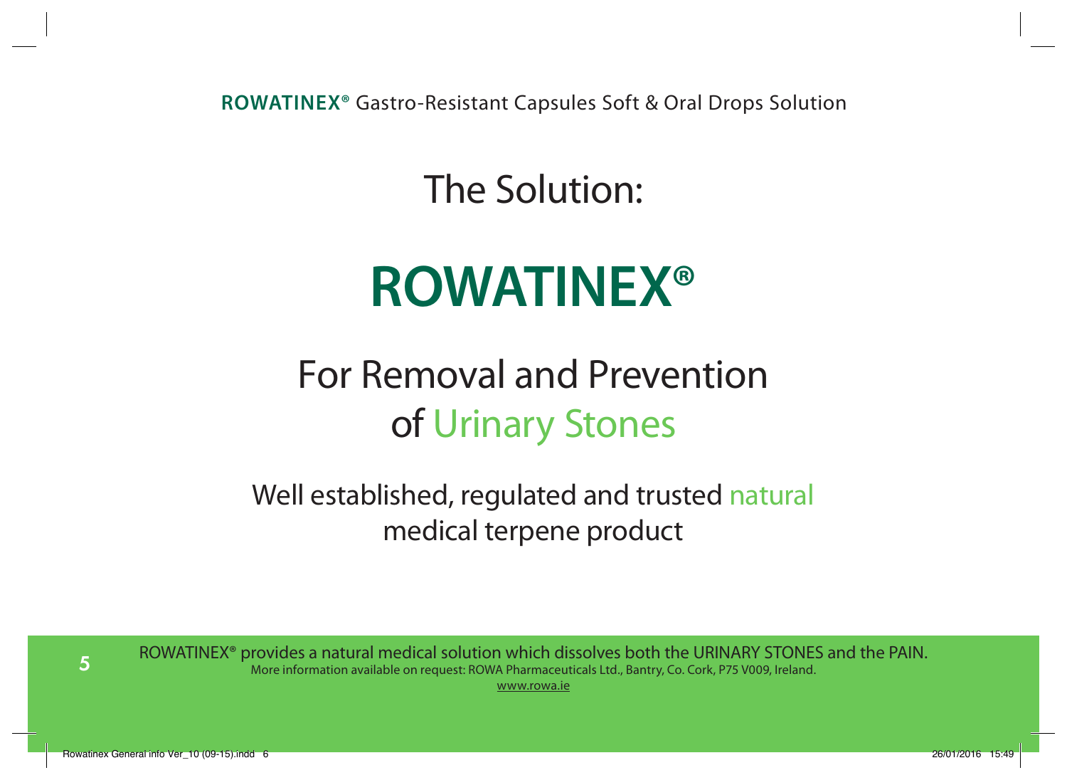**ROWATINEX®** Gastro-Resistant Capsules Soft & Oral Drops Solution

# The Solution:

# ROWATINEX®

## For Removal and Prevention of Urinary Stones

Well established, regulated and trusted natural medical terpene product

ROWATINEX® provides a natural medical solution which dissolves both the URINARY STONES and the PAIN.

More information available on request: ROWA Pharmaceuticals Ltd., Bantry, Co. Cork, P75 V009, Ireland.

www.rowa.ie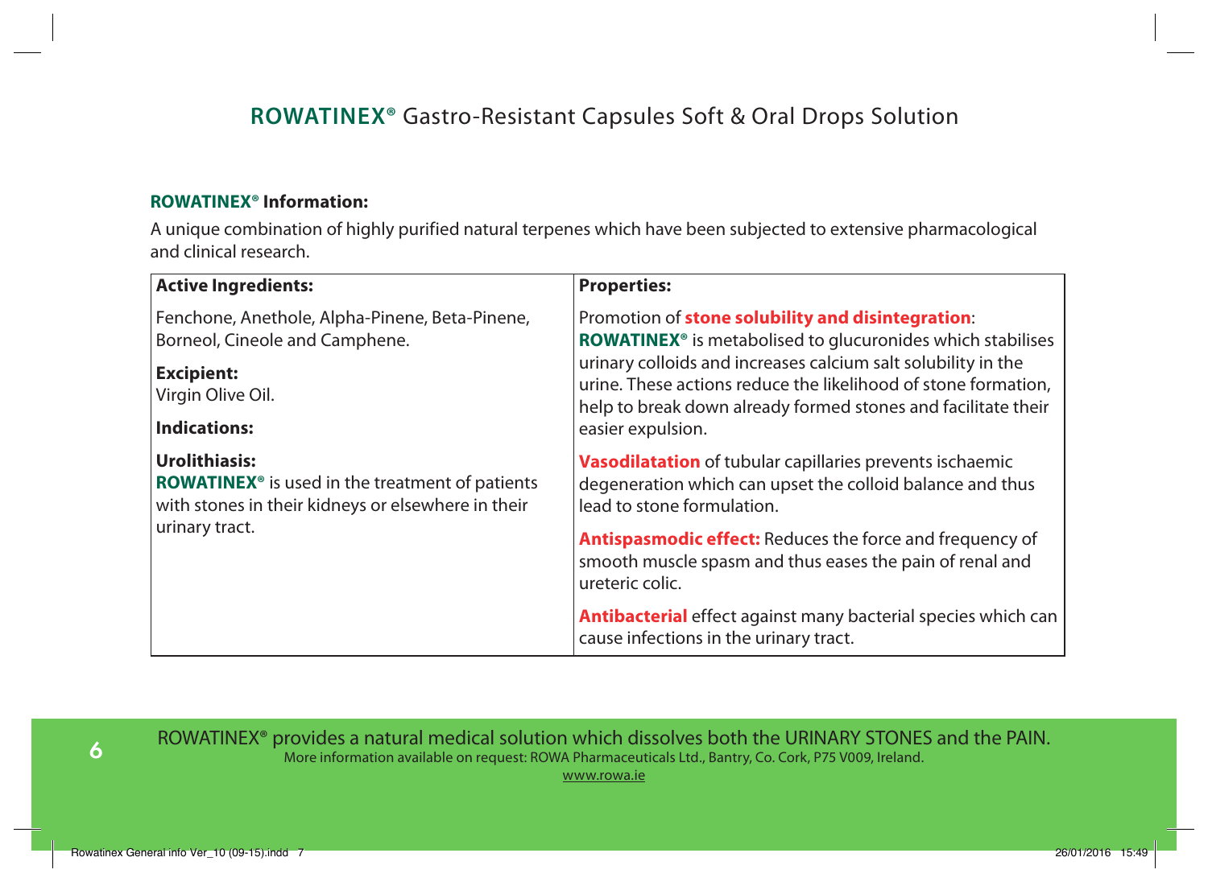# ROWATINEX® Gastro-Resistant Capsules Soft & Oral Drops Solution

**ROWATINEX® Information:**

A unique combination of highly purified natural terpenes which have been subjected to extensive pharmacological and clinical research.

| **Active Ingredients:** | **Properties:** |
|---|---|
| Fenchone, Anethole, Alpha-Pinene, Beta-Pinene, Borneol, Cineole and Camphene.<br><br>**Excipient:**<br>Virgin Olive Oil.<br><br>**Indications:**<br><br>**Urolithiasis:**<br>**ROWATINEX®** is used in the treatment of patients with stones in their kidneys or elsewhere in their urinary tract. | Promotion of **stone solubility and disintegration**:<br>**ROWATINEX®** is metabolised to glucuronides which stabilises urinary colloids and increases calcium salt solubility in the urine. These actions reduce the likelihood of stone formation, help to break down already formed stones and facilitate their easier expulsion.<br><br>**Vasodilatation** of tubular capillaries prevents ischaemic degeneration which can upset the colloid balance and thus lead to stone formulation.<br><br>**Antispasmodic effect:** Reduces the force and frequency of smooth muscle spasm and thus eases the pain of renal and ureteric colic.<br><br>**Antibacterial** effect against many bacterial species which can cause infections in the urinary tract. |

ROWATINEX® provides a natural medical solution which dissolves both the URINARY STONES and the PAIN.

More information available on request: ROWA Pharmaceuticals Ltd., Bantry, Co. Cork, P75 V009, Ireland.

www.rowa.ie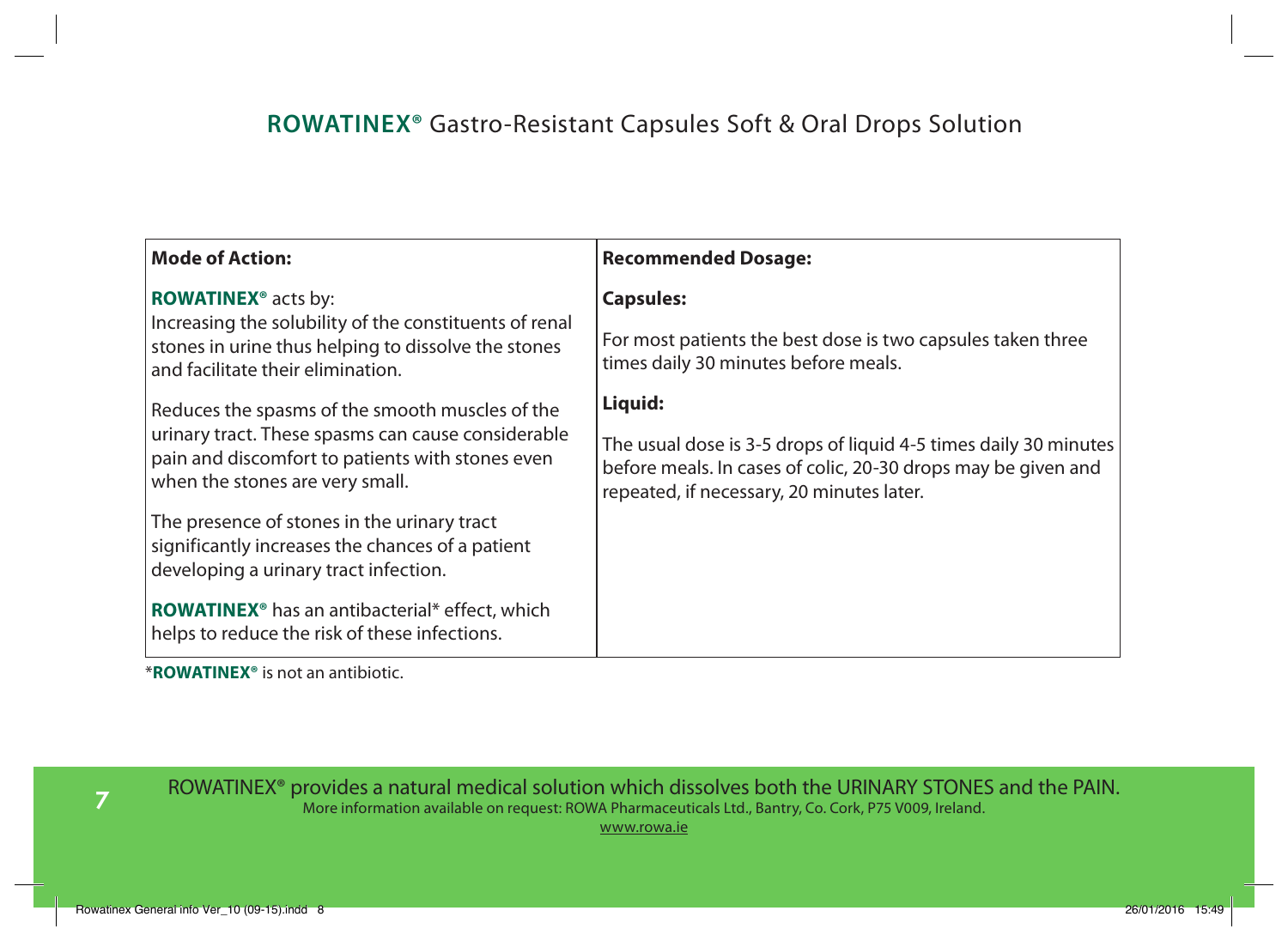## **ROWATINEX®** Gastro-Resistant Capsules Soft & Oral Drops Solution

| **Mode of Action:** | **Recommended Dosage:** |
|---|---|
| **ROWATINEX®** acts by:<br>Increasing the solubility of the constituents of renal stones in urine thus helping to dissolve the stones and facilitate their elimination.<br><br>Reduces the spasms of the smooth muscles of the urinary tract. These spasms can cause considerable pain and discomfort to patients with stones even when the stones are very small.<br><br>The presence of stones in the urinary tract significantly increases the chances of a patient developing a urinary tract infection.<br><br>**ROWATINEX®** has an antibacterial* effect, which helps to reduce the risk of these infections. | **Capsules:**<br><br>For most patients the best dose is two capsules taken three times daily 30 minutes before meals.<br><br>**Liquid:**<br><br>The usual dose is 3-5 drops of liquid 4-5 times daily 30 minutes before meals. In cases of colic, 20-30 drops may be given and repeated, if necessary, 20 minutes later. |

*__ROWATINEX®__ is not an antibiotic.

ROWATINEX® provides a natural medical solution which dissolves both the URINARY STONES and the PAIN.
More information available on request: ROWA Pharmaceuticals Ltd., Bantry, Co. Cork, P75 V009, Ireland.
www.rowa.ie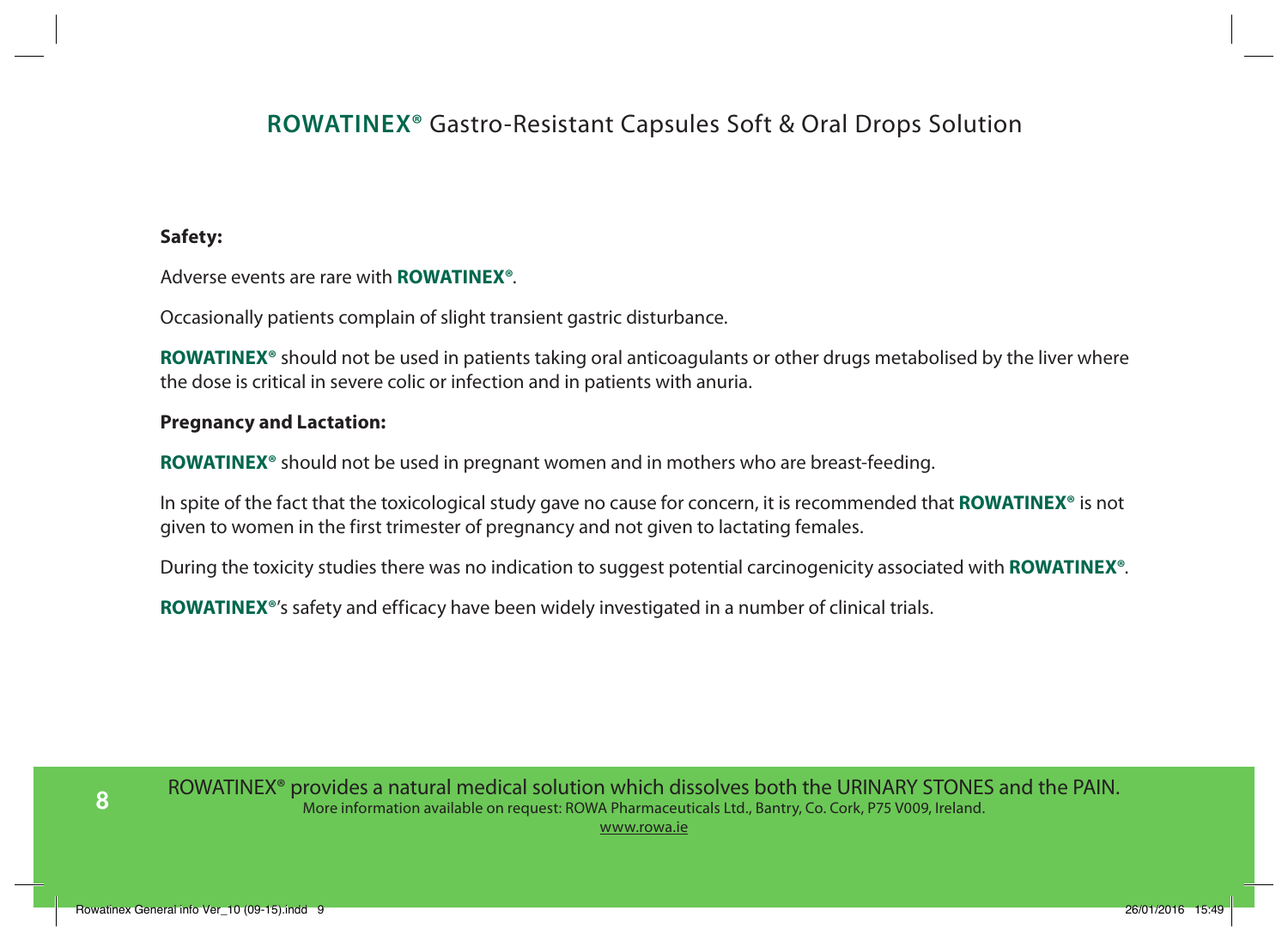## **ROWATINEX®** Gastro-Resistant Capsules Soft & Oral Drops Solution

**Safety:**

Adverse events are rare with **ROWATINEX®**.

Occasionally patients complain of slight transient gastric disturbance.

**ROWATINEX®** should not be used in patients taking oral anticoagulants or other drugs metabolised by the liver where the dose is critical in severe colic or infection and in patients with anuria.

**Pregnancy and Lactation:**

**ROWATINEX®** should not be used in pregnant women and in mothers who are breast-feeding.

In spite of the fact that the toxicological study gave no cause for concern, it is recommended that **ROWATINEX®** is not given to women in the first trimester of pregnancy and not given to lactating females.

During the toxicity studies there was no indication to suggest potential carcinogenicity associated with **ROWATINEX®**.

**ROWATINEX®**'s safety and efficacy have been widely investigated in a number of clinical trials.

ROWATINEX® provides a natural medical solution which dissolves both the URINARY STONES and the PAIN.
More information available on request: ROWA Pharmaceuticals Ltd., Bantry, Co. Cork, P75 V009, Ireland.
www.rowa.ie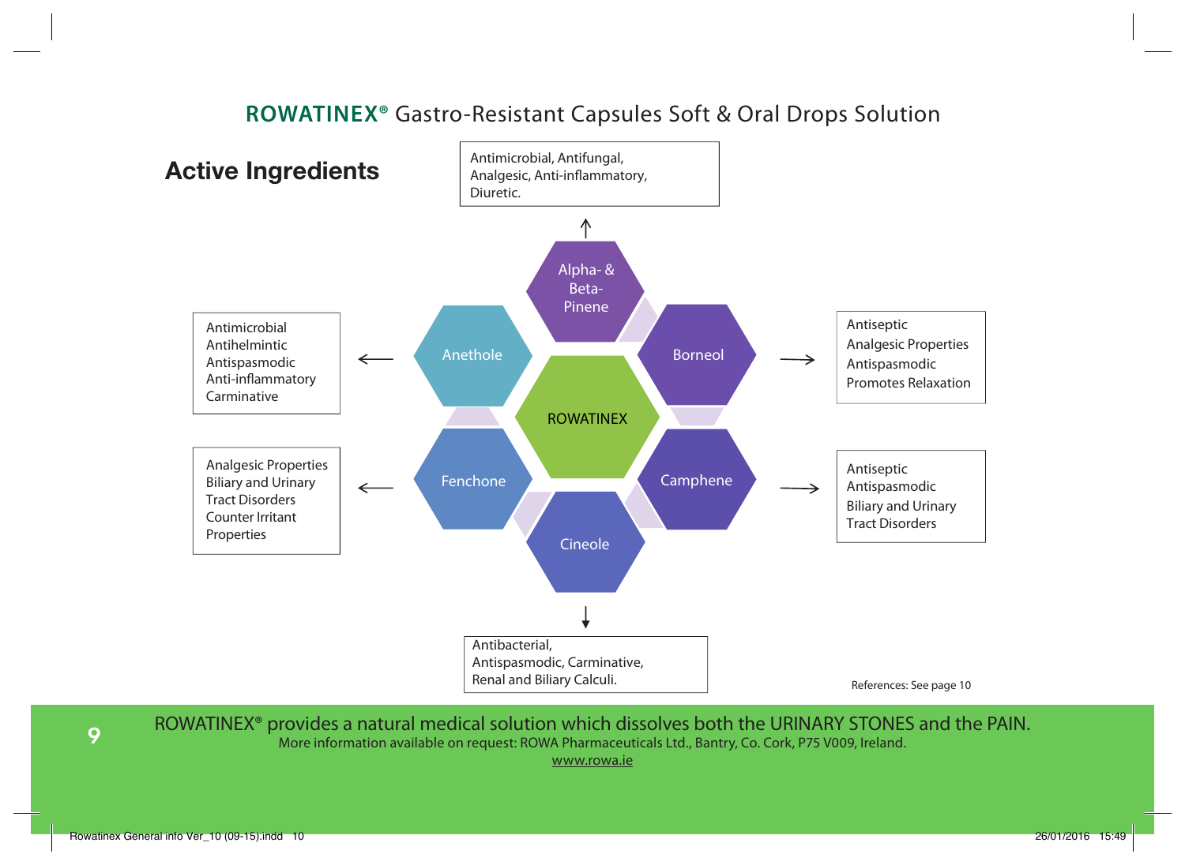## ROWATINEX® Gastro-Resistant Capsules Soft & Oral Drops Solution

# Active Ingredients

ROWATINEX

**Alpha- & Beta-Pinene**
Antimicrobial, Antifungal, Analgesic, Anti-inflammatory, Diuretic.

**Anethole**
- Antimicrobial
- Antihelmintic
- Antispasmodic
- Anti-inflammatory
- Carminative

**Borneol**
- Antiseptic
- Analgesic Properties
- Antispasmodic
- Promotes Relaxation

**Fenchone**
- Analgesic Properties
- Biliary and Urinary Tract Disorders
- Counter Irritant Properties

**Camphene**
- Antiseptic
- Antispasmodic
- Biliary and Urinary Tract Disorders

**Cineole**
Antibacterial, Antispasmodic, Carminative, Renal and Biliary Calculi.

References: See page 10

ROWATINEX® provides a natural medical solution which dissolves both the URINARY STONES and the PAIN.

More information available on request: ROWA Pharmaceuticals Ltd., Bantry, Co. Cork, P75 V009, Ireland.

www.rowa.ie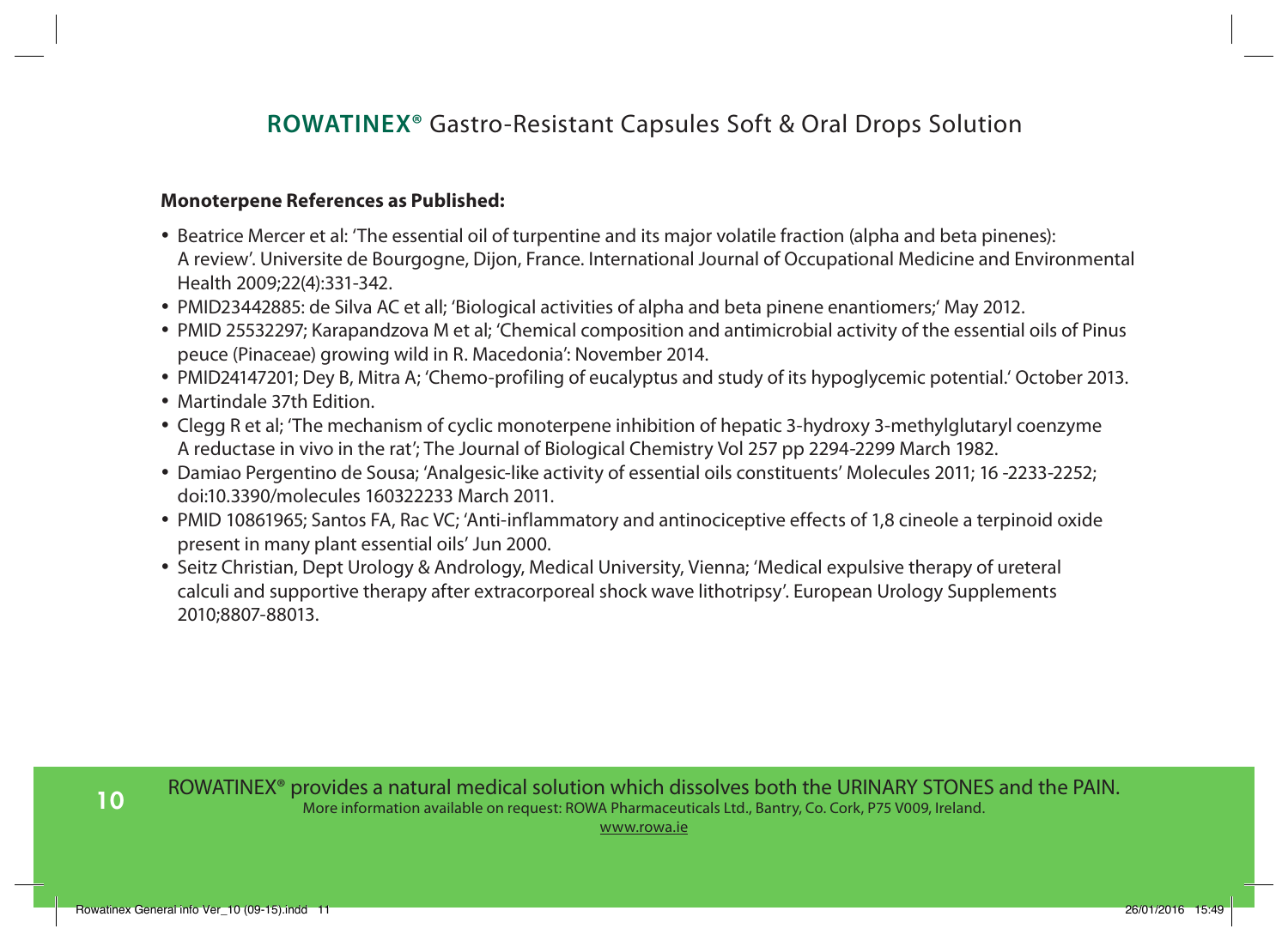## ROWATINEX® Gastro-Resistant Capsules Soft & Oral Drops Solution

**Monoterpene References as Published:**

- Beatrice Mercer et al: 'The essential oil of turpentine and its major volatile fraction (alpha and beta pinenes): A review'. Universite de Bourgogne, Dijon, France. International Journal of Occupational Medicine and Environmental Health 2009;22(4):331-342.
- PMID23442885: de Silva AC et all; 'Biological activities of alpha and beta pinene enantiomers;' May 2012.
- PMID 25532297; Karapandzova M et al; 'Chemical composition and antimicrobial activity of the essential oils of Pinus peuce (Pinaceae) growing wild in R. Macedonia': November 2014.
- PMID24147201; Dey B, Mitra A; 'Chemo-profiling of eucalyptus and study of its hypoglycemic potential.' October 2013.
- Martindale 37th Edition.
- Clegg R et al; 'The mechanism of cyclic monoterpene inhibition of hepatic 3-hydroxy 3-methylglutaryl coenzyme A reductase in vivo in the rat'; The Journal of Biological Chemistry Vol 257 pp 2294-2299 March 1982.
- Damiao Pergentino de Sousa; 'Analgesic-like activity of essential oils constituents' Molecules 2011; 16 -2233-2252; doi:10.3390/molecules 160322233 March 2011.
- PMID 10861965; Santos FA, Rac VC; 'Anti-inflammatory and antinociceptive effects of 1,8 cineole a terpinoid oxide present in many plant essential oils' Jun 2000.
- Seitz Christian, Dept Urology & Andrology, Medical University, Vienna; 'Medical expulsive therapy of ureteral calculi and supportive therapy after extracorporeal shock wave lithotripsy'. European Urology Supplements 2010;8807-88013.

ROWATINEX® provides a natural medical solution which dissolves both the URINARY STONES and the PAIN.
More information available on request: ROWA Pharmaceuticals Ltd., Bantry, Co. Cork, P75 V009, Ireland.
www.rowa.ie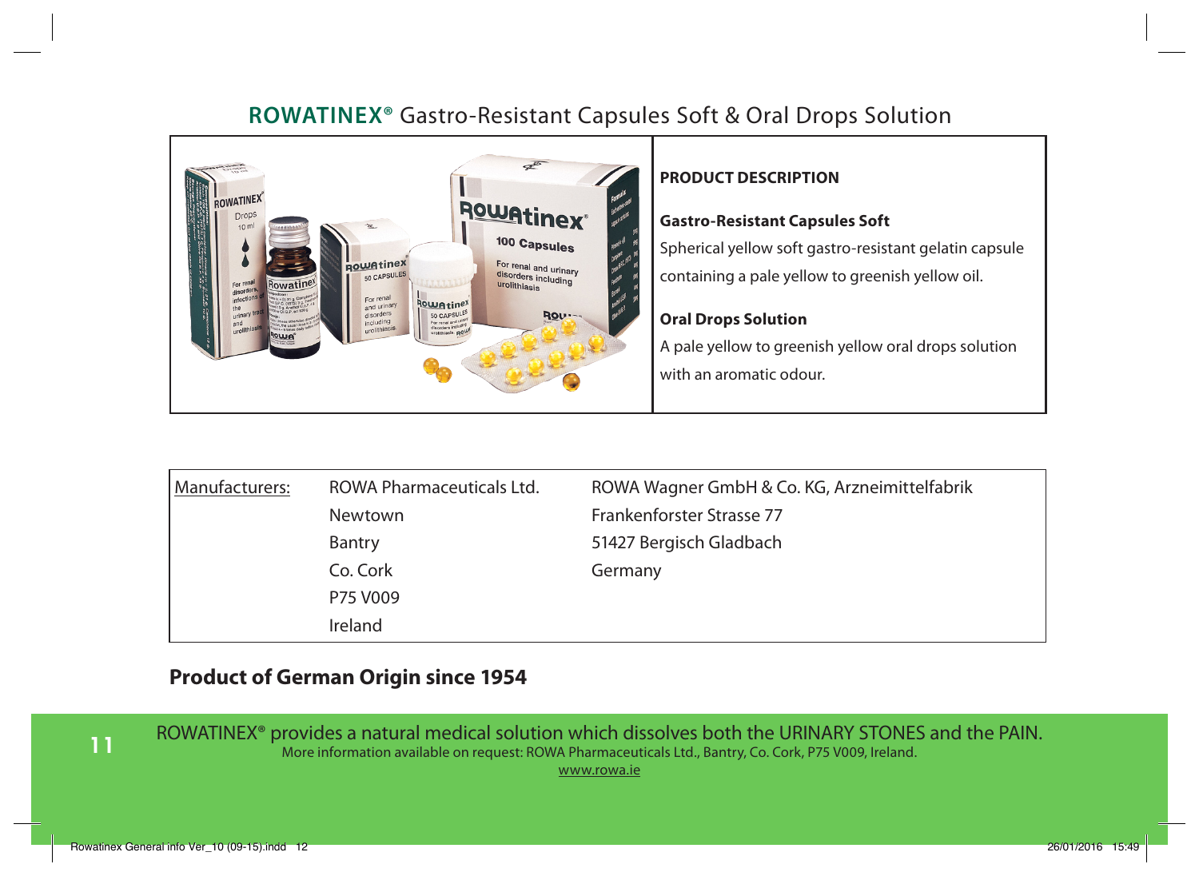## ROWATINEX® Gastro-Resistant Capsules Soft & Oral Drops Solution

**PRODUCT DESCRIPTION**

**Gastro-Resistant Capsules Soft**

Spherical yellow soft gastro-resistant gelatin capsule containing a pale yellow to greenish yellow oil.

**Oral Drops Solution**

A pale yellow to greenish yellow oral drops solution with an aromatic odour.

| Manufacturers: | ROWA Pharmaceuticals Ltd. | ROWA Wagner GmbH & Co. KG, Arzneimittelfabrik |
|---|---|---|
| | Newtown | Frankenforster Strasse 77 |
| | Bantry | 51427 Bergisch Gladbach |
| | Co. Cork | Germany |
| | P75 V009 | |
| | Ireland | |

**Product of German Origin since 1954**

ROWATINEX® provides a natural medical solution which dissolves both the URINARY STONES and the PAIN.

More information available on request: ROWA Pharmaceuticals Ltd., Bantry, Co. Cork, P75 V009, Ireland.

www.rowa.ie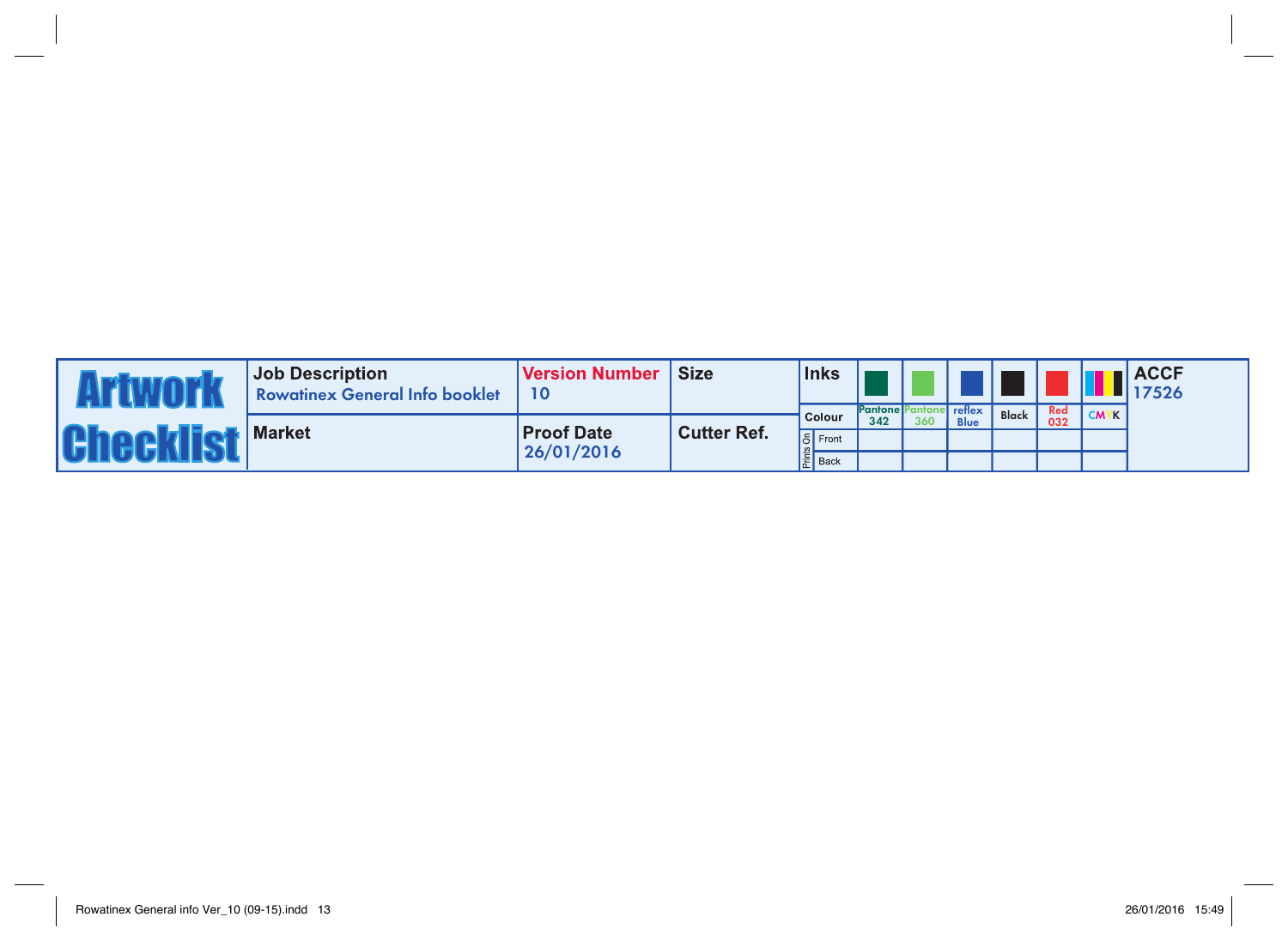| Artwork Checklist | Job Description | Version Number | Size | Inks | | | | | | | ACCF |
|---|---|---|---|---|---|---|---|---|---|---|---|
| | Rowatinex General Info booklet | 10 | | | | | | | | | 17526 |
| | | | | Colour | Pantone 342 | Pantone 360 | reflex Blue | Black | Red 032 | CMYK | |
| | Market | Proof Date | Cutter Ref. | Prints On: Front | | | | | | | |
| | | 26/01/2016 | | Prints On: Back | | | | | | | |